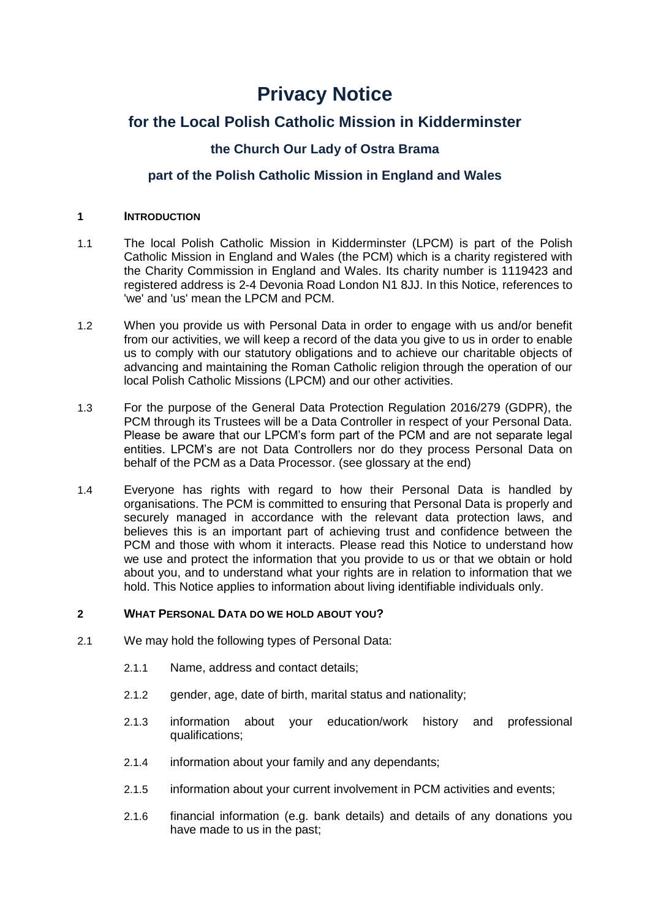# Privacy Notice

## for the Local Polish Catholic Mission in Kidderminster

### the Church Our Lady of Ostra Brama

### part of the Polish Catholic Mission in England and Wales

**1 INTRODUCTION**

1.1 The local Polish Catholic Mission in Kidderminster (LPCM) is part of the Polish Catholic Mission in England and Wales (the PCM) which is a charity registered with the Charity Commission in England and Wales. Its charity number is 1119423 and registered address is 2-4 Devonia Road London N1 8JJ. In this Notice, references to 'we' and 'us' mean the LPCM and PCM.

1.2 When you provide us with Personal Data in order to engage with us and/or benefit from our activities, we will keep a record of the data you give to us in order to enable us to comply with our statutory obligations and to achieve our charitable objects of advancing and maintaining the Roman Catholic religion through the operation of our local Polish Catholic Missions (LPCM) and our other activities.

1.3 For the purpose of the General Data Protection Regulation 2016/279 (GDPR), the PCM through its Trustees will be a Data Controller in respect of your Personal Data. Please be aware that our LPCM's form part of the PCM and are not separate legal entities. LPCM's are not Data Controllers nor do they process Personal Data on behalf of the PCM as a Data Processor. (see glossary at the end)

1.4 Everyone has rights with regard to how their Personal Data is handled by organisations. The PCM is committed to ensuring that Personal Data is properly and securely managed in accordance with the relevant data protection laws, and believes this is an important part of achieving trust and confidence between the PCM and those with whom it interacts. Please read this Notice to understand how we use and protect the information that you provide to us or that we obtain or hold about you, and to understand what your rights are in relation to information that we hold. This Notice applies to information about living identifiable individuals only.

**2 WHAT PERSONAL DATA DO WE HOLD ABOUT YOU?**

2.1 We may hold the following types of Personal Data:

2.1.1 Name, address and contact details;

2.1.2 gender, age, date of birth, marital status and nationality;

2.1.3 information about your education/work history and professional qualifications;

2.1.4 information about your family and any dependants;

2.1.5 information about your current involvement in PCM activities and events;

2.1.6 financial information (e.g. bank details) and details of any donations you have made to us in the past;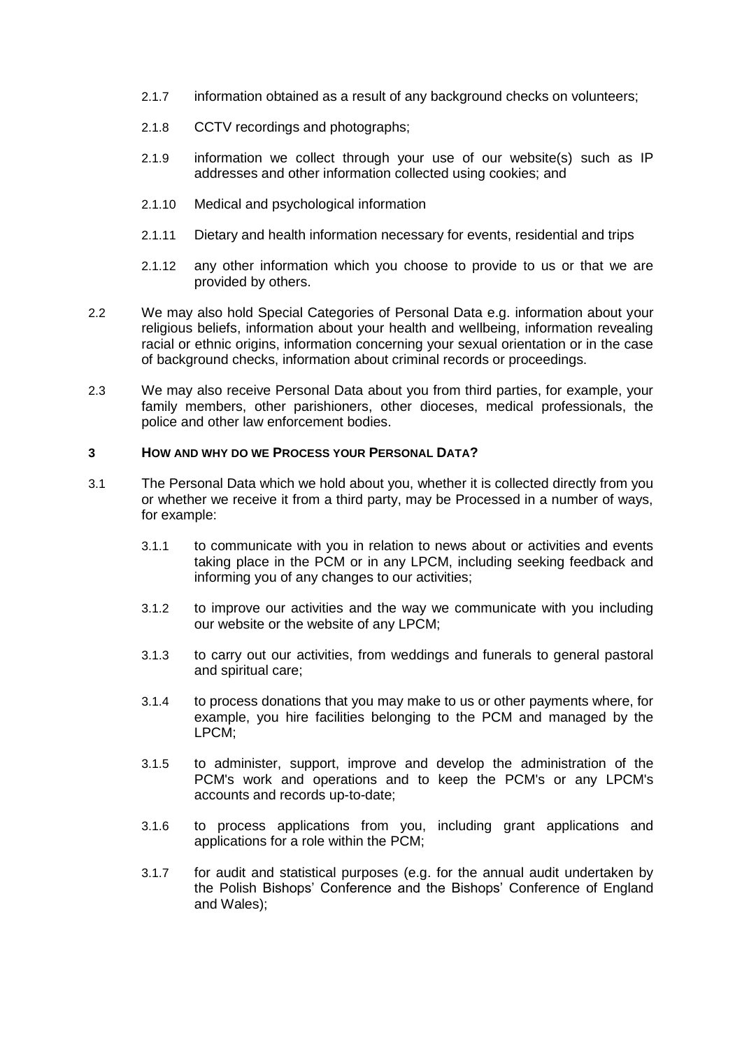2.1.7 information obtained as a result of any background checks on volunteers;

2.1.8 CCTV recordings and photographs;

2.1.9 information we collect through your use of our website(s) such as IP addresses and other information collected using cookies; and

2.1.10 Medical and psychological information

2.1.11 Dietary and health information necessary for events, residential and trips

2.1.12 any other information which you choose to provide to us or that we are provided by others.

2.2 We may also hold Special Categories of Personal Data e.g. information about your religious beliefs, information about your health and wellbeing, information revealing racial or ethnic origins, information concerning your sexual orientation or in the case of background checks, information about criminal records or proceedings.

2.3 We may also receive Personal Data about you from third parties, for example, your family members, other parishioners, other dioceses, medical professionals, the police and other law enforcement bodies.

## 3 HOW AND WHY DO WE PROCESS YOUR PERSONAL DATA?

3.1 The Personal Data which we hold about you, whether it is collected directly from you or whether we receive it from a third party, may be Processed in a number of ways, for example:

3.1.1 to communicate with you in relation to news about or activities and events taking place in the PCM or in any LPCM, including seeking feedback and informing you of any changes to our activities;

3.1.2 to improve our activities and the way we communicate with you including our website or the website of any LPCM;

3.1.3 to carry out our activities, from weddings and funerals to general pastoral and spiritual care;

3.1.4 to process donations that you may make to us or other payments where, for example, you hire facilities belonging to the PCM and managed by the LPCM;

3.1.5 to administer, support, improve and develop the administration of the PCM's work and operations and to keep the PCM's or any LPCM's accounts and records up-to-date;

3.1.6 to process applications from you, including grant applications and applications for a role within the PCM;

3.1.7 for audit and statistical purposes (e.g. for the annual audit undertaken by the Polish Bishops' Conference and the Bishops' Conference of England and Wales);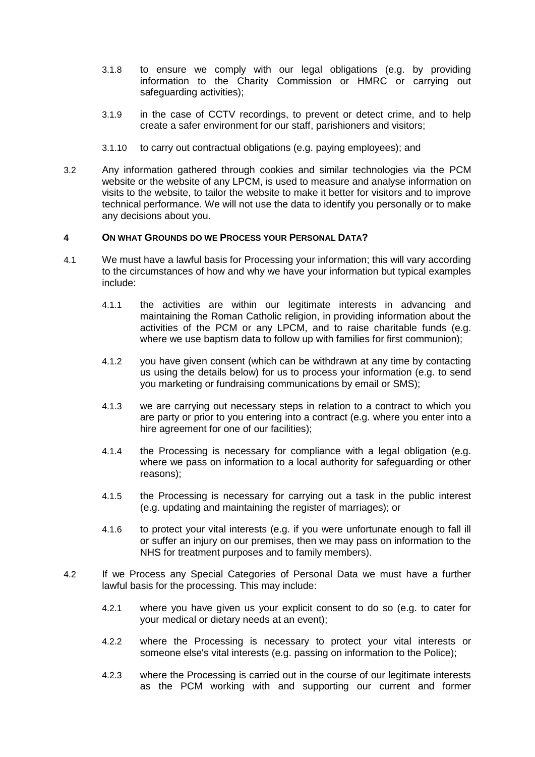3.1.8 to ensure we comply with our legal obligations (e.g. by providing information to the Charity Commission or HMRC or carrying out safeguarding activities);

3.1.9 in the case of CCTV recordings, to prevent or detect crime, and to help create a safer environment for our staff, parishioners and visitors;

3.1.10 to carry out contractual obligations (e.g. paying employees); and

3.2 Any information gathered through cookies and similar technologies via the PCM website or the website of any LPCM, is used to measure and analyse information on visits to the website, to tailor the website to make it better for visitors and to improve technical performance. We will not use the data to identify you personally or to make any decisions about you.

## 4 On what Grounds do we Process your Personal Data?

4.1 We must have a lawful basis for Processing your information; this will vary according to the circumstances of how and why we have your information but typical examples include:

4.1.1 the activities are within our legitimate interests in advancing and maintaining the Roman Catholic religion, in providing information about the activities of the PCM or any LPCM, and to raise charitable funds (e.g. where we use baptism data to follow up with families for first communion);

4.1.2 you have given consent (which can be withdrawn at any time by contacting us using the details below) for us to process your information (e.g. to send you marketing or fundraising communications by email or SMS);

4.1.3 we are carrying out necessary steps in relation to a contract to which you are party or prior to you entering into a contract (e.g. where you enter into a hire agreement for one of our facilities);

4.1.4 the Processing is necessary for compliance with a legal obligation (e.g. where we pass on information to a local authority for safeguarding or other reasons);

4.1.5 the Processing is necessary for carrying out a task in the public interest (e.g. updating and maintaining the register of marriages); or

4.1.6 to protect your vital interests (e.g. if you were unfortunate enough to fall ill or suffer an injury on our premises, then we may pass on information to the NHS for treatment purposes and to family members).

4.2 If we Process any Special Categories of Personal Data we must have a further lawful basis for the processing. This may include:

4.2.1 where you have given us your explicit consent to do so (e.g. to cater for your medical or dietary needs at an event);

4.2.2 where the Processing is necessary to protect your vital interests or someone else's vital interests (e.g. passing on information to the Police);

4.2.3 where the Processing is carried out in the course of our legitimate interests as the PCM working with and supporting our current and former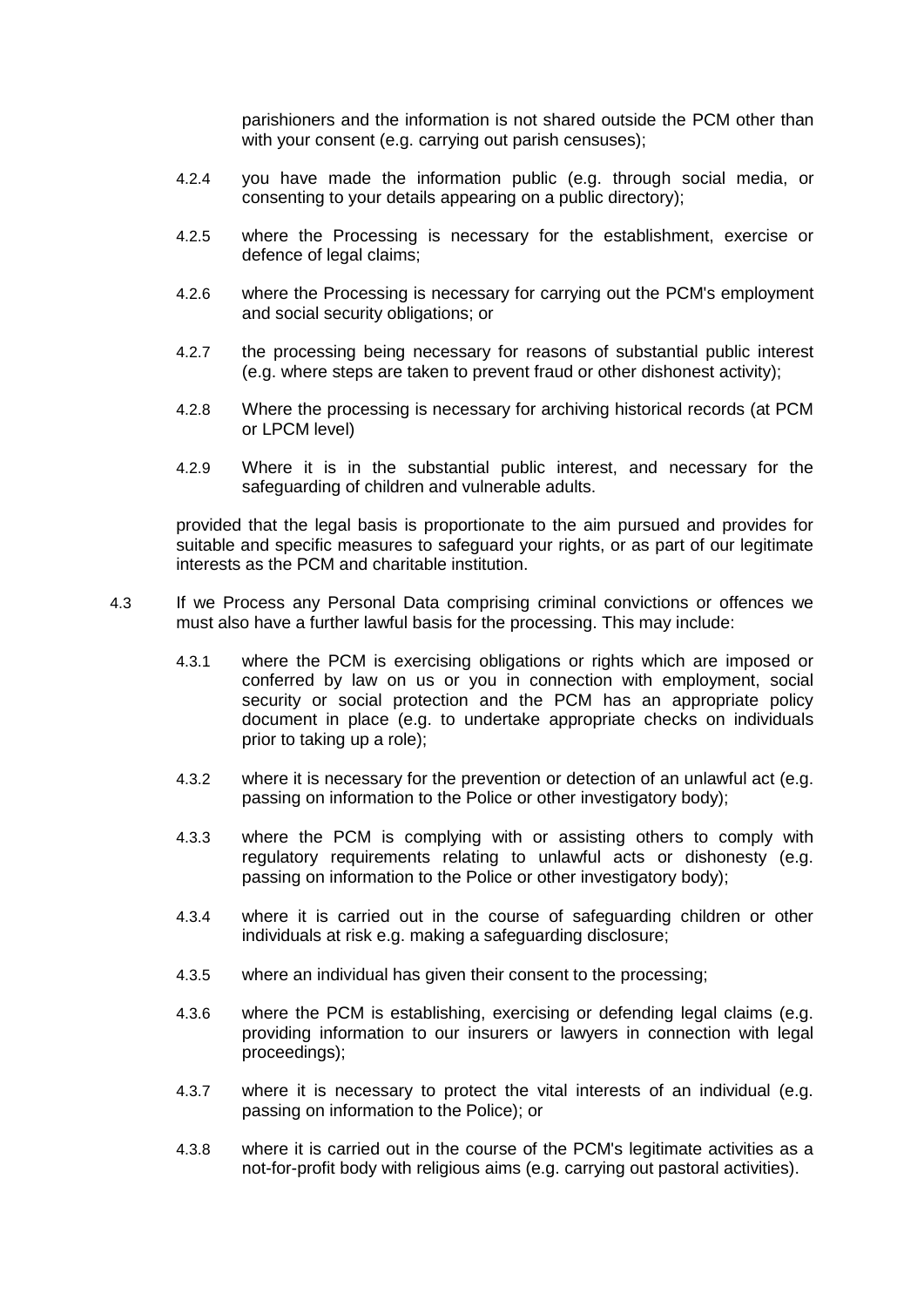parishioners and the information is not shared outside the PCM other than with your consent (e.g. carrying out parish censuses);

4.2.4 you have made the information public (e.g. through social media, or consenting to your details appearing on a public directory);

4.2.5 where the Processing is necessary for the establishment, exercise or defence of legal claims;

4.2.6 where the Processing is necessary for carrying out the PCM's employment and social security obligations; or

4.2.7 the processing being necessary for reasons of substantial public interest (e.g. where steps are taken to prevent fraud or other dishonest activity);

4.2.8 Where the processing is necessary for archiving historical records (at PCM or LPCM level)

4.2.9 Where it is in the substantial public interest, and necessary for the safeguarding of children and vulnerable adults.

provided that the legal basis is proportionate to the aim pursued and provides for suitable and specific measures to safeguard your rights, or as part of our legitimate interests as the PCM and charitable institution.

4.3 If we Process any Personal Data comprising criminal convictions or offences we must also have a further lawful basis for the processing. This may include:

4.3.1 where the PCM is exercising obligations or rights which are imposed or conferred by law on us or you in connection with employment, social security or social protection and the PCM has an appropriate policy document in place (e.g. to undertake appropriate checks on individuals prior to taking up a role);

4.3.2 where it is necessary for the prevention or detection of an unlawful act (e.g. passing on information to the Police or other investigatory body);

4.3.3 where the PCM is complying with or assisting others to comply with regulatory requirements relating to unlawful acts or dishonesty (e.g. passing on information to the Police or other investigatory body);

4.3.4 where it is carried out in the course of safeguarding children or other individuals at risk e.g. making a safeguarding disclosure;

4.3.5 where an individual has given their consent to the processing;

4.3.6 where the PCM is establishing, exercising or defending legal claims (e.g. providing information to our insurers or lawyers in connection with legal proceedings);

4.3.7 where it is necessary to protect the vital interests of an individual (e.g. passing on information to the Police); or

4.3.8 where it is carried out in the course of the PCM's legitimate activities as a not-for-profit body with religious aims (e.g. carrying out pastoral activities).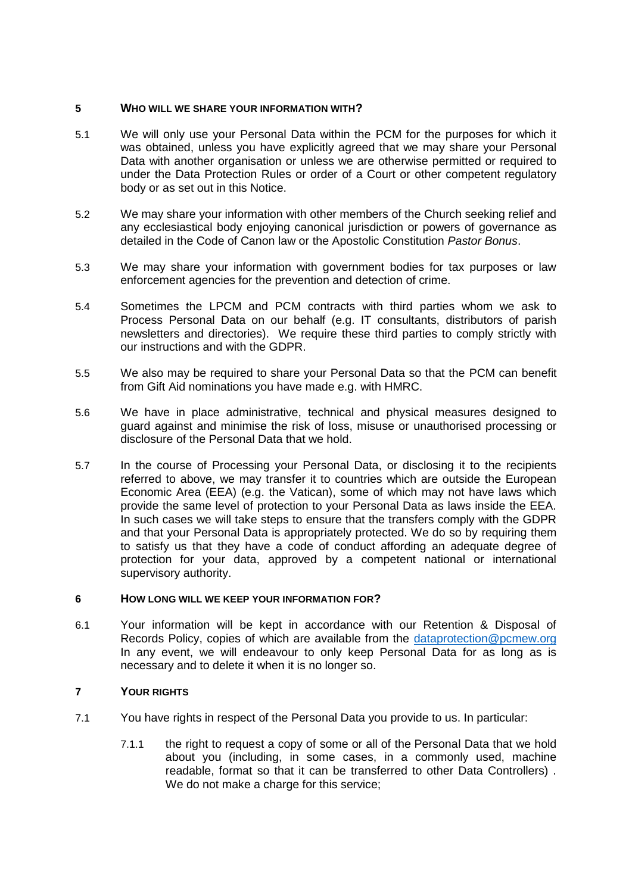## 5 WHO WILL WE SHARE YOUR INFORMATION WITH?

5.1 We will only use your Personal Data within the PCM for the purposes for which it was obtained, unless you have explicitly agreed that we may share your Personal Data with another organisation or unless we are otherwise permitted or required to under the Data Protection Rules or order of a Court or other competent regulatory body or as set out in this Notice.

5.2 We may share your information with other members of the Church seeking relief and any ecclesiastical body enjoying canonical jurisdiction or powers of governance as detailed in the Code of Canon law or the Apostolic Constitution *Pastor Bonus*.

5.3 We may share your information with government bodies for tax purposes or law enforcement agencies for the prevention and detection of crime.

5.4 Sometimes the LPCM and PCM contracts with third parties whom we ask to Process Personal Data on our behalf (e.g. IT consultants, distributors of parish newsletters and directories). We require these third parties to comply strictly with our instructions and with the GDPR.

5.5 We also may be required to share your Personal Data so that the PCM can benefit from Gift Aid nominations you have made e.g. with HMRC.

5.6 We have in place administrative, technical and physical measures designed to guard against and minimise the risk of loss, misuse or unauthorised processing or disclosure of the Personal Data that we hold.

5.7 In the course of Processing your Personal Data, or disclosing it to the recipients referred to above, we may transfer it to countries which are outside the European Economic Area (EEA) (e.g. the Vatican), some of which may not have laws which provide the same level of protection to your Personal Data as laws inside the EEA. In such cases we will take steps to ensure that the transfers comply with the GDPR and that your Personal Data is appropriately protected. We do so by requiring them to satisfy us that they have a code of conduct affording an adequate degree of protection for your data, approved by a competent national or international supervisory authority.

## 6 HOW LONG WILL WE KEEP YOUR INFORMATION FOR?

6.1 Your information will be kept in accordance with our Retention & Disposal of Records Policy, copies of which are available from the [dataprotection@pcmew.org](mailto:dataprotection@pcmew.org) In any event, we will endeavour to only keep Personal Data for as long as is necessary and to delete it when it is no longer so.

## 7 YOUR RIGHTS

7.1 You have rights in respect of the Personal Data you provide to us. In particular:

7.1.1 the right to request a copy of some or all of the Personal Data that we hold about you (including, in some cases, in a commonly used, machine readable, format so that it can be transferred to other Data Controllers) . We do not make a charge for this service;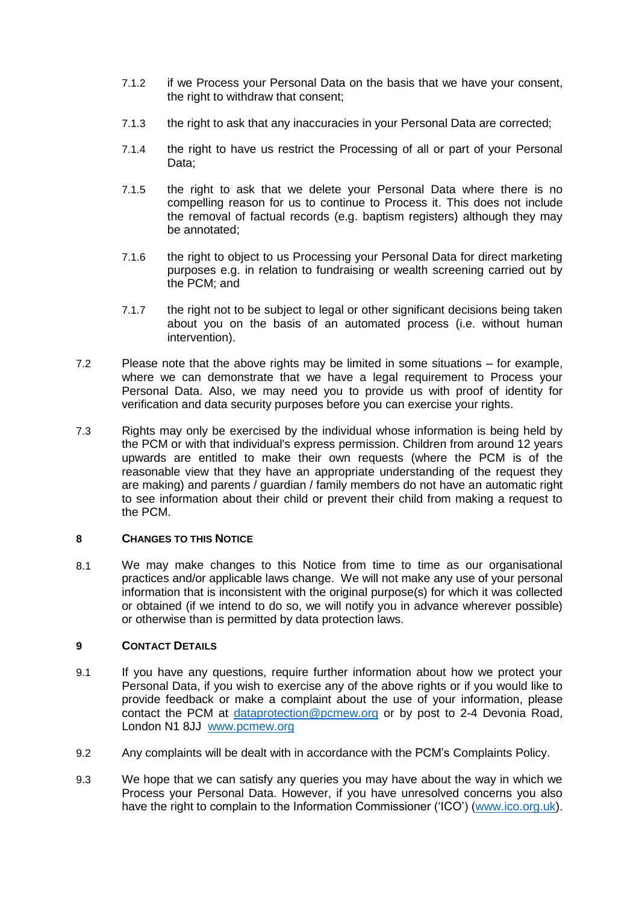7.1.2 if we Process your Personal Data on the basis that we have your consent, the right to withdraw that consent;

7.1.3 the right to ask that any inaccuracies in your Personal Data are corrected;

7.1.4 the right to have us restrict the Processing of all or part of your Personal Data;

7.1.5 the right to ask that we delete your Personal Data where there is no compelling reason for us to continue to Process it. This does not include the removal of factual records (e.g. baptism registers) although they may be annotated;

7.1.6 the right to object to us Processing your Personal Data for direct marketing purposes e.g. in relation to fundraising or wealth screening carried out by the PCM; and

7.1.7 the right not to be subject to legal or other significant decisions being taken about you on the basis of an automated process (i.e. without human intervention).

7.2 Please note that the above rights may be limited in some situations – for example, where we can demonstrate that we have a legal requirement to Process your Personal Data. Also, we may need you to provide us with proof of identity for verification and data security purposes before you can exercise your rights.

7.3 Rights may only be exercised by the individual whose information is being held by the PCM or with that individual's express permission. Children from around 12 years upwards are entitled to make their own requests (where the PCM is of the reasonable view that they have an appropriate understanding of the request they are making) and parents / guardian / family members do not have an automatic right to see information about their child or prevent their child from making a request to the PCM.

## 8 CHANGES TO THIS NOTICE

8.1 We may make changes to this Notice from time to time as our organisational practices and/or applicable laws change. We will not make any use of your personal information that is inconsistent with the original purpose(s) for which it was collected or obtained (if we intend to do so, we will notify you in advance wherever possible) or otherwise than is permitted by data protection laws.

## 9 CONTACT DETAILS

9.1 If you have any questions, require further information about how we protect your Personal Data, if you wish to exercise any of the above rights or if you would like to provide feedback or make a complaint about the use of your information, please contact the PCM at dataprotection@pcmew.org or by post to 2-4 Devonia Road, London N1 8JJ www.pcmew.org

9.2 Any complaints will be dealt with in accordance with the PCM's Complaints Policy.

9.3 We hope that we can satisfy any queries you may have about the way in which we Process your Personal Data. However, if you have unresolved concerns you also have the right to complain to the Information Commissioner ('ICO') (www.ico.org.uk).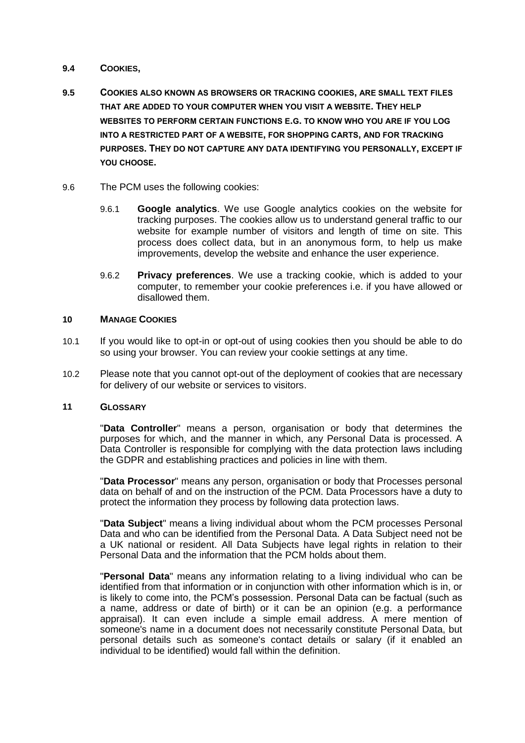**9.4 COOKIES,**

**9.5 COOKIES ALSO KNOWN AS BROWSERS OR TRACKING COOKIES, ARE SMALL TEXT FILES THAT ARE ADDED TO YOUR COMPUTER WHEN YOU VISIT A WEBSITE. THEY HELP WEBSITES TO PERFORM CERTAIN FUNCTIONS E.G. TO KNOW WHO YOU ARE IF YOU LOG INTO A RESTRICTED PART OF A WEBSITE, FOR SHOPPING CARTS, AND FOR TRACKING PURPOSES. THEY DO NOT CAPTURE ANY DATA IDENTIFYING YOU PERSONALLY, EXCEPT IF YOU CHOOSE.**

9.6 The PCM uses the following cookies:

9.6.1 **Google analytics**. We use Google analytics cookies on the website for tracking purposes. The cookies allow us to understand general traffic to our website for example number of visitors and length of time on site. This process does collect data, but in an anonymous form, to help us make improvements, develop the website and enhance the user experience.

9.6.2 **Privacy preferences**. We use a tracking cookie, which is added to your computer, to remember your cookie preferences i.e. if you have allowed or disallowed them.

## 10 MANAGE COOKIES

10.1 If you would like to opt-in or opt-out of using cookies then you should be able to do so using your browser. You can review your cookie settings at any time.

10.2 Please note that you cannot opt-out of the deployment of cookies that are necessary for delivery of our website or services to visitors.

## 11 GLOSSARY

"**Data Controller**" means a person, organisation or body that determines the purposes for which, and the manner in which, any Personal Data is processed. A Data Controller is responsible for complying with the data protection laws including the GDPR and establishing practices and policies in line with them.

"**Data Processor**" means any person, organisation or body that Processes personal data on behalf of and on the instruction of the PCM. Data Processors have a duty to protect the information they process by following data protection laws.

"**Data Subject**" means a living individual about whom the PCM processes Personal Data and who can be identified from the Personal Data. A Data Subject need not be a UK national or resident. All Data Subjects have legal rights in relation to their Personal Data and the information that the PCM holds about them.

"**Personal Data**" means any information relating to a living individual who can be identified from that information or in conjunction with other information which is in, or is likely to come into, the PCM's possession. Personal Data can be factual (such as a name, address or date of birth) or it can be an opinion (e.g. a performance appraisal). It can even include a simple email address. A mere mention of someone's name in a document does not necessarily constitute Personal Data, but personal details such as someone's contact details or salary (if it enabled an individual to be identified) would fall within the definition.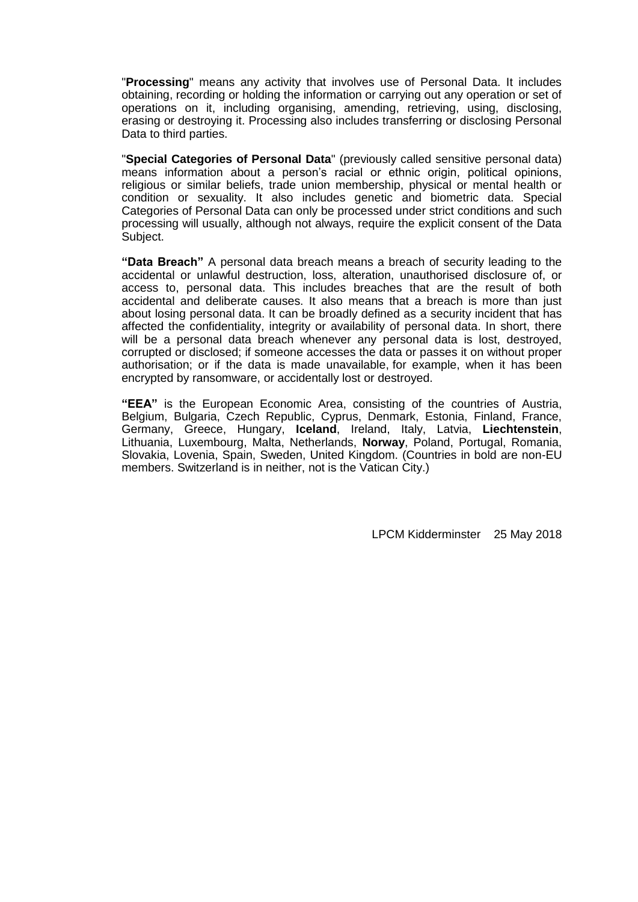"**Processing**" means any activity that involves use of Personal Data. It includes obtaining, recording or holding the information or carrying out any operation or set of operations on it, including organising, amending, retrieving, using, disclosing, erasing or destroying it. Processing also includes transferring or disclosing Personal Data to third parties.

"**Special Categories of Personal Data**" (previously called sensitive personal data) means information about a person's racial or ethnic origin, political opinions, religious or similar beliefs, trade union membership, physical or mental health or condition or sexuality. It also includes genetic and biometric data. Special Categories of Personal Data can only be processed under strict conditions and such processing will usually, although not always, require the explicit consent of the Data Subject.

**"Data Breach"** A personal data breach means a breach of security leading to the accidental or unlawful destruction, loss, alteration, unauthorised disclosure of, or access to, personal data. This includes breaches that are the result of both accidental and deliberate causes. It also means that a breach is more than just about losing personal data. It can be broadly defined as a security incident that has affected the confidentiality, integrity or availability of personal data. In short, there will be a personal data breach whenever any personal data is lost, destroyed, corrupted or disclosed; if someone accesses the data or passes it on without proper authorisation; or if the data is made unavailable, for example, when it has been encrypted by ransomware, or accidentally lost or destroyed.

**"EEA"** is the European Economic Area, consisting of the countries of Austria, Belgium, Bulgaria, Czech Republic, Cyprus, Denmark, Estonia, Finland, France, Germany, Greece, Hungary, **Iceland**, Ireland, Italy, Latvia, **Liechtenstein**, Lithuania, Luxembourg, Malta, Netherlands, **Norway**, Poland, Portugal, Romania, Slovakia, Lovenia, Spain, Sweden, United Kingdom. (Countries in bold are non-EU members. Switzerland is in neither, not is the Vatican City.)

LPCM Kidderminster 25 May 2018